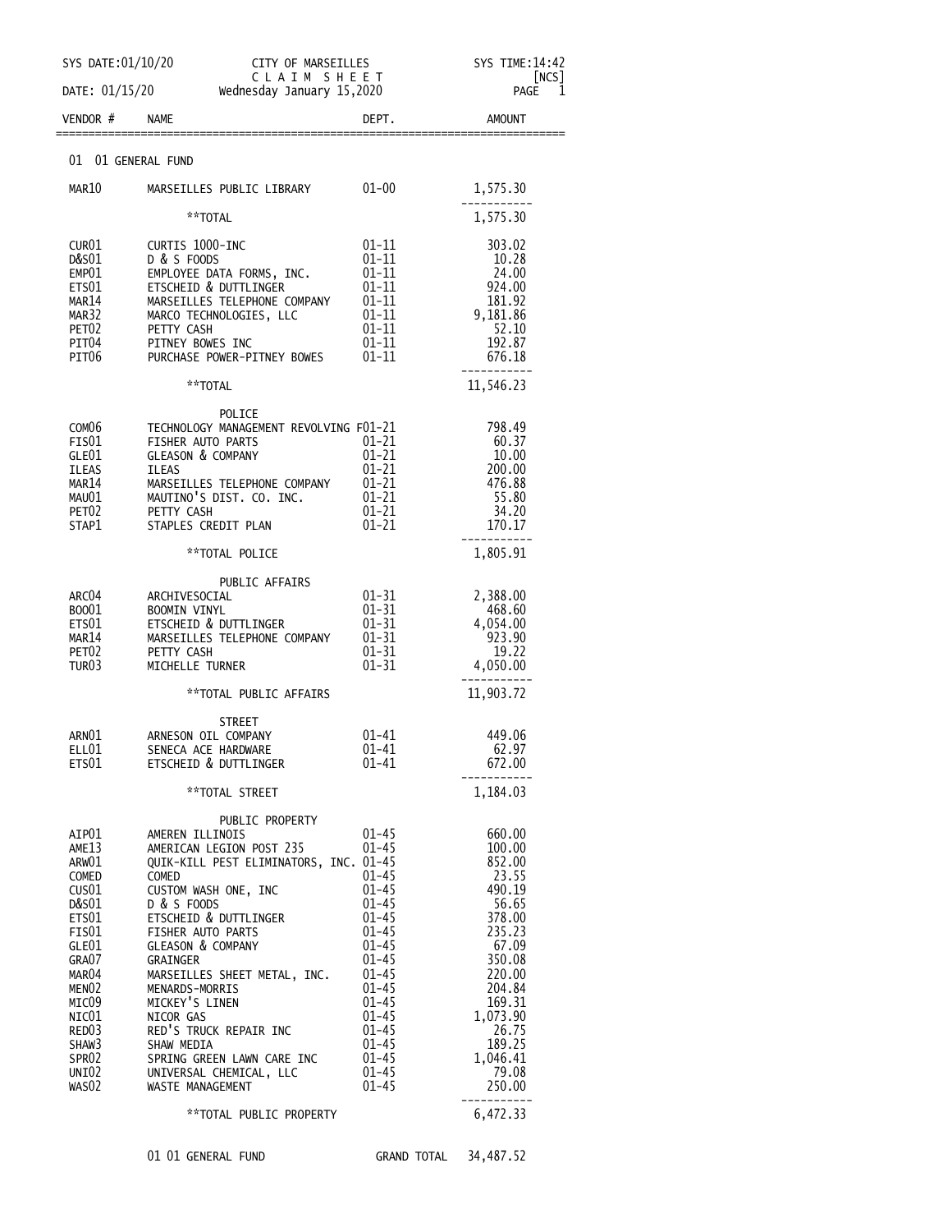SYS DATE:01/10/20 CITY OF MARSEILLES SYS TIME:14:42

C L A I M S H E E T [NCS]

DATE: 01/15/20 Wednesday January 15,2020

| VENDOR # | NAME | DEPT. | AMOUNT |
|---|---|---|---|
| | **01 01 GENERAL FUND** | | |
| MAR10 | MARSEILLES PUBLIC LIBRARY | 01-00 | 1,575.30 |
| | **TOTAL | | 1,575.30 |
| CUR01 | CURTIS 1000-INC | 01-11 | 303.02 |
| D&S01 | D & S FOODS | 01-11 | 10.28 |
| EMP01 | EMPLOYEE DATA FORMS, INC. | 01-11 | 24.00 |
| ETS01 | ETSCHEID & DUTTLINGER | 01-11 | 924.00 |
| MAR14 | MARSEILLES TELEPHONE COMPANY | 01-11 | 181.92 |
| MAR32 | MARCO TECHNOLOGIES, LLC | 01-11 | 9,181.86 |
| PET02 | PETTY CASH | 01-11 | 52.10 |
| PIT04 | PITNEY BOWES INC | 01-11 | 192.87 |
| PIT06 | PURCHASE POWER-PITNEY BOWES | 01-11 | 676.18 |
| | **TOTAL | | 11,546.23 |
| | POLICE | | |
| COM06 | TECHNOLOGY MANAGEMENT REVOLVING F | 01-21 | 798.49 |
| FIS01 | FISHER AUTO PARTS | 01-21 | 60.37 |
| GLE01 | GLEASON & COMPANY | 01-21 | 10.00 |
| ILEAS | ILEAS | 01-21 | 200.00 |
| MAR14 | MARSEILLES TELEPHONE COMPANY | 01-21 | 476.88 |
| MAU01 | MAUTINO'S DIST. CO. INC. | 01-21 | 55.80 |
| PET02 | PETTY CASH | 01-21 | 34.20 |
| STAP1 | STAPLES CREDIT PLAN | 01-21 | 170.17 |
| | **TOTAL POLICE | | 1,805.91 |
| | PUBLIC AFFAIRS | | |
| ARC04 | ARCHIVESOCIAL | 01-31 | 2,388.00 |
| BOO01 | BOOMIN VINYL | 01-31 | 468.60 |
| ETS01 | ETSCHEID & DUTTLINGER | 01-31 | 4,054.00 |
| MAR14 | MARSEILLES TELEPHONE COMPANY | 01-31 | 923.90 |
| PET02 | PETTY CASH | 01-31 | 19.22 |
| TUR03 | MICHELLE TURNER | 01-31 | 4,050.00 |
| | **TOTAL PUBLIC AFFAIRS | | 11,903.72 |
| | STREET | | |
| ARN01 | ARNESON OIL COMPANY | 01-41 | 449.06 |
| ELL01 | SENECA ACE HARDWARE | 01-41 | 62.97 |
| ETS01 | ETSCHEID & DUTTLINGER | 01-41 | 672.00 |
| | **TOTAL STREET | | 1,184.03 |
| | PUBLIC PROPERTY | | |
| AIP01 | AMEREN ILLINOIS | 01-45 | 660.00 |
| AME13 | AMERICAN LEGION POST 235 | 01-45 | 100.00 |
| ARW01 | QUIK-KILL PEST ELIMINATORS, INC. | 01-45 | 852.00 |
| COMED | COMED | 01-45 | 23.55 |
| CUS01 | CUSTOM WASH ONE, INC | 01-45 | 490.19 |
| D&S01 | D & S FOODS | 01-45 | 56.65 |
| ETS01 | ETSCHEID & DUTTLINGER | 01-45 | 378.00 |
| FIS01 | FISHER AUTO PARTS | 01-45 | 235.23 |
| GLE01 | GLEASON & COMPANY | 01-45 | 67.09 |
| GRA07 | GRAINGER | 01-45 | 350.08 |
| MAR04 | MARSEILLES SHEET METAL, INC. | 01-45 | 220.00 |
| MEN02 | MENARDS-MORRIS | 01-45 | 204.84 |
| MIC09 | MICKEY'S LINEN | 01-45 | 169.31 |
| NIC01 | NICOR GAS | 01-45 | 1,073.90 |
| RED03 | RED'S TRUCK REPAIR INC | 01-45 | 26.75 |
| SHAW3 | SHAW MEDIA | 01-45 | 189.25 |
| SPR02 | SPRING GREEN LAWN CARE INC | 01-45 | 1,046.41 |
| UNI02 | UNIVERSAL CHEMICAL, LLC | 01-45 | 79.08 |
| WAS02 | WASTE MANAGEMENT | 01-45 | 250.00 |
| | **TOTAL PUBLIC PROPERTY | | 6,472.33 |
| | 01 01 GENERAL FUND | GRAND TOTAL | 34,487.52 |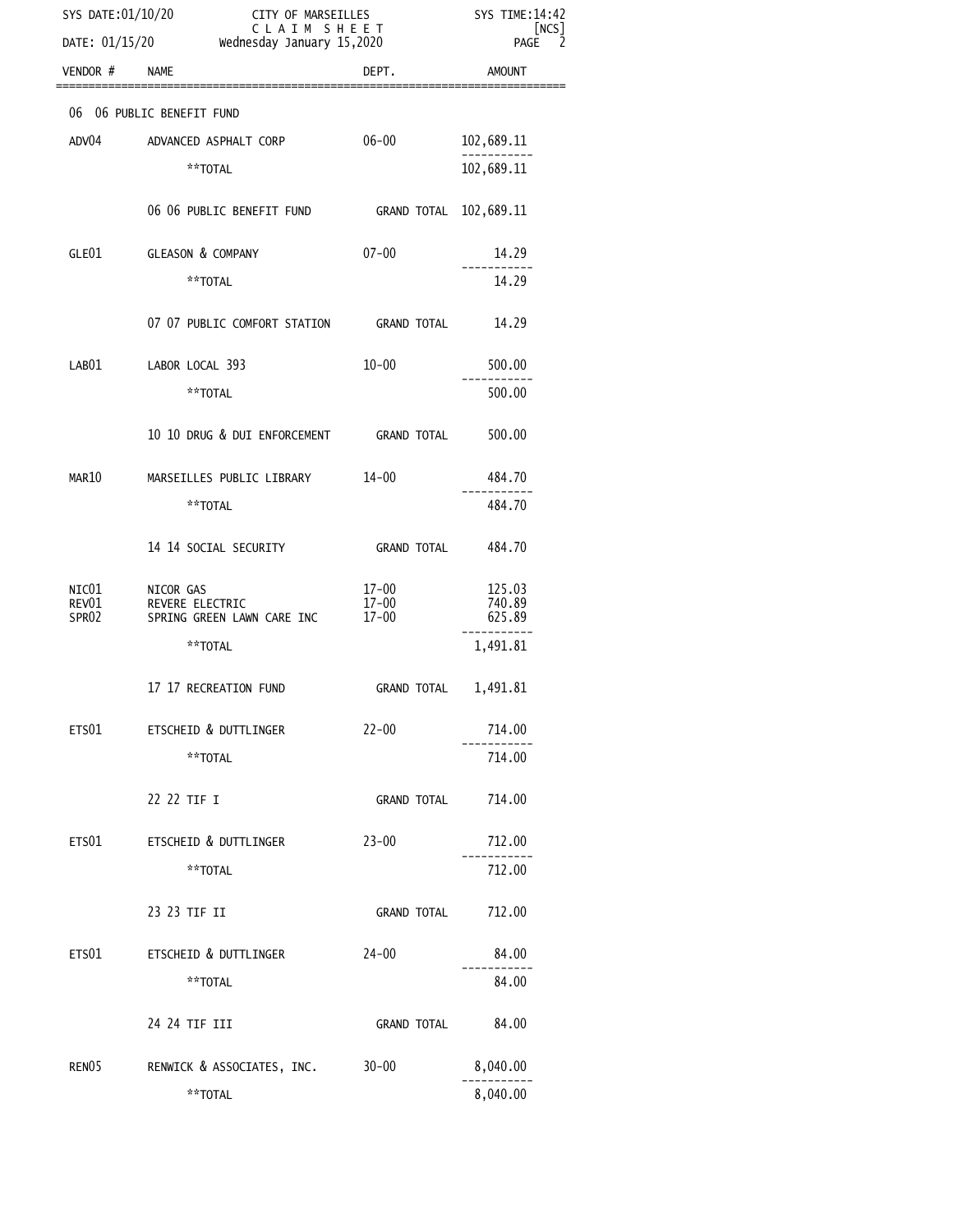SYS DATE:01/10/20 | CITY OF MARSEILLES | SYS TIME:14:42
DATE: 01/15/20 | C L A I M S H E E T | [NCS]
Wednesday January 15,2020

| VENDOR # | NAME | DEPT. | AMOUNT |
|---|---|---|---|
| | 06 06 PUBLIC BENEFIT FUND | | |
| ADV04 | ADVANCED ASPHALT CORP | 06-00 | 102,689.11 |
| | **TOTAL | | 102,689.11 |
| | 06 06 PUBLIC BENEFIT FUND | GRAND TOTAL | 102,689.11 |
| GLE01 | GLEASON & COMPANY | 07-00 | 14.29 |
| | **TOTAL | | 14.29 |
| | 07 07 PUBLIC COMFORT STATION | GRAND TOTAL | 14.29 |
| LAB01 | LABOR LOCAL 393 | 10-00 | 500.00 |
| | **TOTAL | | 500.00 |
| | 10 10 DRUG & DUI ENFORCEMENT | GRAND TOTAL | 500.00 |
| MAR10 | MARSEILLES PUBLIC LIBRARY | 14-00 | 484.70 |
| | **TOTAL | | 484.70 |
| | 14 14 SOCIAL SECURITY | GRAND TOTAL | 484.70 |
| NIC01 | NICOR GAS | 17-00 | 125.03 |
| REV01 | REVERE ELECTRIC | 17-00 | 740.89 |
| SPR02 | SPRING GREEN LAWN CARE INC | 17-00 | 625.89 |
| | **TOTAL | | 1,491.81 |
| | 17 17 RECREATION FUND | GRAND TOTAL | 1,491.81 |
| ETS01 | ETSCHEID & DUTTLINGER | 22-00 | 714.00 |
| | **TOTAL | | 714.00 |
| | 22 22 TIF I | GRAND TOTAL | 714.00 |
| ETS01 | ETSCHEID & DUTTLINGER | 23-00 | 712.00 |
| | **TOTAL | | 712.00 |
| | 23 23 TIF II | GRAND TOTAL | 712.00 |
| ETS01 | ETSCHEID & DUTTLINGER | 24-00 | 84.00 |
| | **TOTAL | | 84.00 |
| | 24 24 TIF III | GRAND TOTAL | 84.00 |
| REN05 | RENWICK & ASSOCIATES, INC. | 30-00 | 8,040.00 |
| | **TOTAL | | 8,040.00 |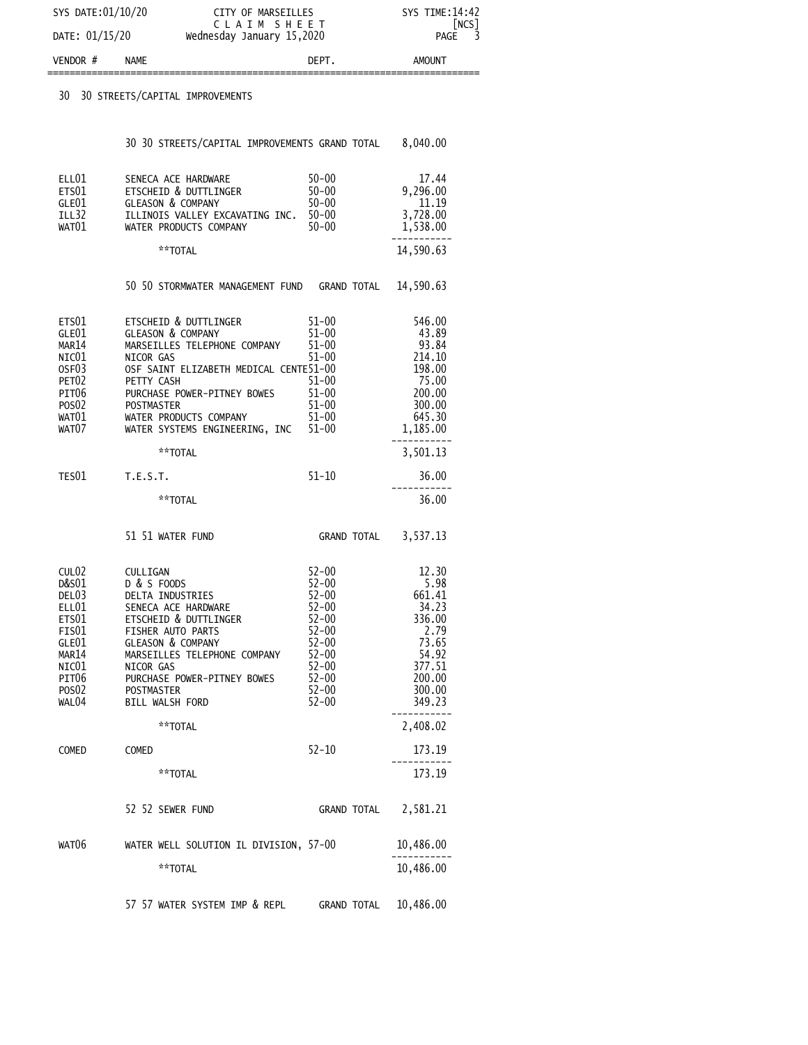CITY OF MARSEILLES
CLAIM SHEET
Wednesday January 15,2020

SYS DATE:01/10/20 — SYS TIME:14:42 [NCS]
DATE: 01/15/20

| VENDOR # | NAME | DEPT. | AMOUNT |
|---|---|---|---|
| 30 | 30 STREETS/CAPITAL IMPROVEMENTS | | |
| | 30 30 STREETS/CAPITAL IMPROVEMENTS GRAND TOTAL | | 8,040.00 |
| ELL01 | SENECA ACE HARDWARE | 50-00 | 17.44 |
| ETS01 | ETSCHEID & DUTTLINGER | 50-00 | 9,296.00 |
| GLE01 | GLEASON & COMPANY | 50-00 | 11.19 |
| ILL32 | ILLINOIS VALLEY EXCAVATING INC. | 50-00 | 3,728.00 |
| WAT01 | WATER PRODUCTS COMPANY | 50-00 | 1,538.00 |
| | **TOTAL | | 14,590.63 |
| | 50 50 STORMWATER MANAGEMENT FUND | GRAND TOTAL | 14,590.63 |
| ETS01 | ETSCHEID & DUTTLINGER | 51-00 | 546.00 |
| GLE01 | GLEASON & COMPANY | 51-00 | 43.89 |
| MAR14 | MARSEILLES TELEPHONE COMPANY | 51-00 | 93.84 |
| NIC01 | NICOR GAS | 51-00 | 214.10 |
| OSF03 | OSF SAINT ELIZABETH MEDICAL CENTE | 51-00 | 198.00 |
| PET02 | PETTY CASH | 51-00 | 75.00 |
| PIT06 | PURCHASE POWER-PITNEY BOWES | 51-00 | 200.00 |
| POS02 | POSTMASTER | 51-00 | 300.00 |
| WAT01 | WATER PRODUCTS COMPANY | 51-00 | 645.30 |
| WAT07 | WATER SYSTEMS ENGINEERING, INC | 51-00 | 1,185.00 |
| | **TOTAL | | 3,501.13 |
| TES01 | T.E.S.T. | 51-10 | 36.00 |
| | **TOTAL | | 36.00 |
| | 51 51 WATER FUND | GRAND TOTAL | 3,537.13 |
| CUL02 | CULLIGAN | 52-00 | 12.30 |
| D&S01 | D & S FOODS | 52-00 | 5.98 |
| DEL03 | DELTA INDUSTRIES | 52-00 | 661.41 |
| ELL01 | SENECA ACE HARDWARE | 52-00 | 34.23 |
| ETS01 | ETSCHEID & DUTTLINGER | 52-00 | 336.00 |
| FIS01 | FISHER AUTO PARTS | 52-00 | 2.79 |
| GLE01 | GLEASON & COMPANY | 52-00 | 73.65 |
| MAR14 | MARSEILLES TELEPHONE COMPANY | 52-00 | 54.92 |
| NIC01 | NICOR GAS | 52-00 | 377.51 |
| PIT06 | PURCHASE POWER-PITNEY BOWES | 52-00 | 200.00 |
| POS02 | POSTMASTER | 52-00 | 300.00 |
| WAL04 | BILL WALSH FORD | 52-00 | 349.23 |
| | **TOTAL | | 2,408.02 |
| COMED | COMED | 52-10 | 173.19 |
| | **TOTAL | | 173.19 |
| | 52 52 SEWER FUND | GRAND TOTAL | 2,581.21 |
| WAT06 | WATER WELL SOLUTION IL DIVISION, | 57-00 | 10,486.00 |
| | **TOTAL | | 10,486.00 |
| | 57 57 WATER SYSTEM IMP & REPL | GRAND TOTAL | 10,486.00 |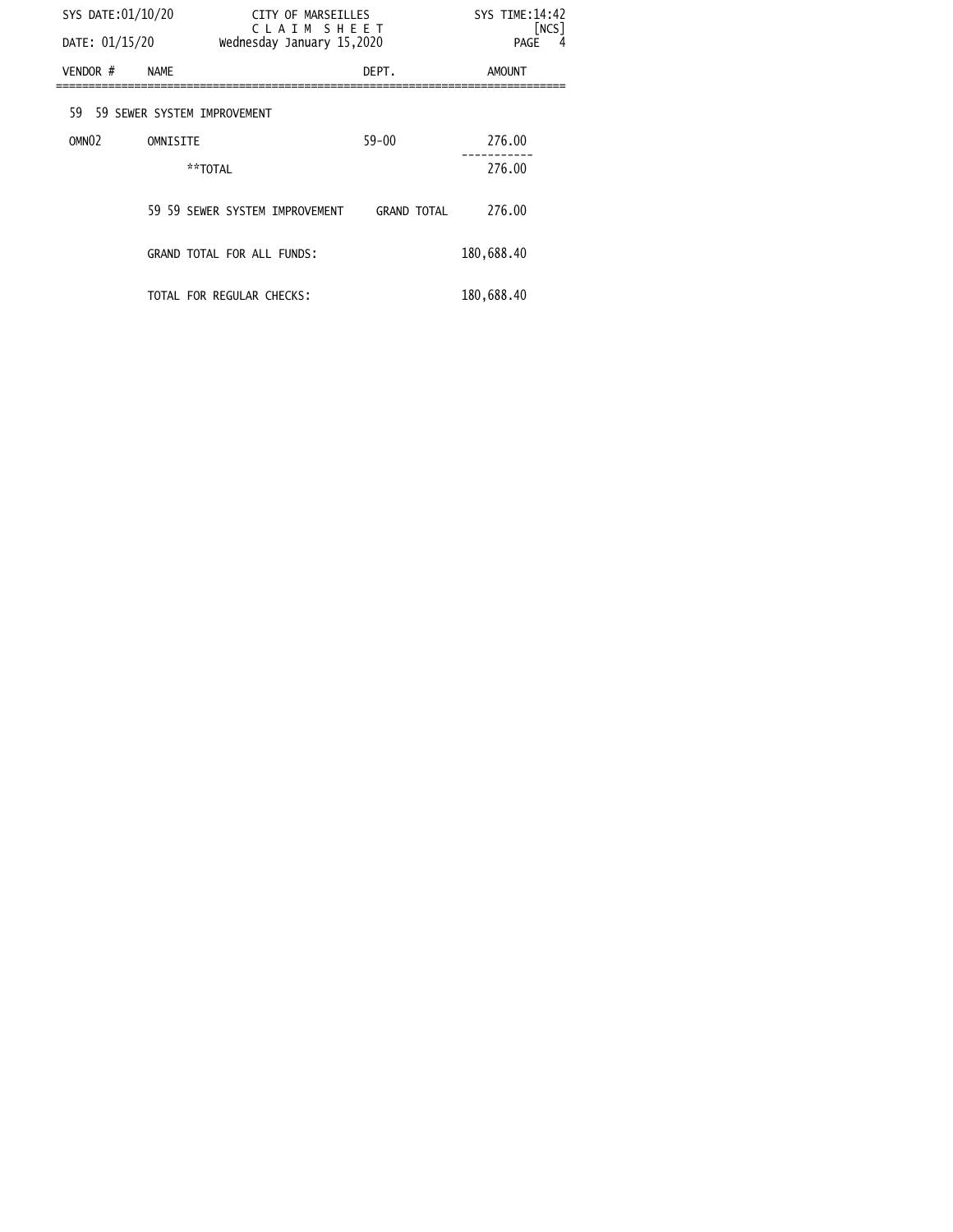SYS DATE:01/10/20 CITY OF MARSEILLES SYS TIME:14:42

C L A I M S H E E T [NCS]

DATE: 01/15/20 Wednesday January 15,2020

| VENDOR # | NAME | DEPT. | AMOUNT |
|---|---|---|---|
| 59 | 59 SEWER SYSTEM IMPROVEMENT | | |
| OMN02 | OMNISITE | 59-00 | 276.00 |
| | **TOTAL | | 276.00 |
| | 59 59 SEWER SYSTEM IMPROVEMENT | GRAND TOTAL | 276.00 |
| | GRAND TOTAL FOR ALL FUNDS: | | 180,688.40 |
| | TOTAL FOR REGULAR CHECKS: | | 180,688.40 |